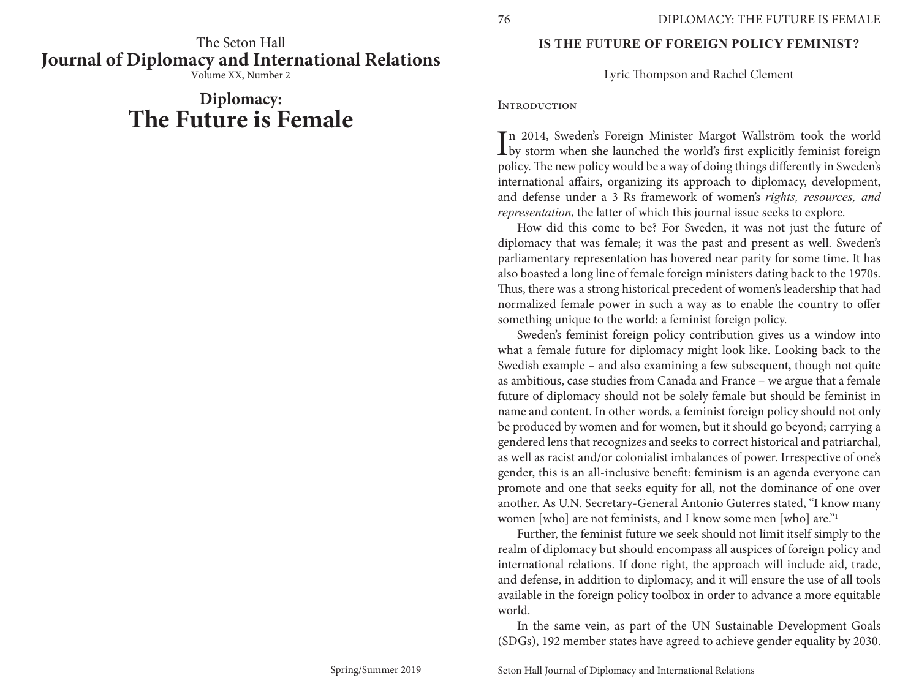The Seton Hall

# Journal of Diplomacy and International Relations

Volume XX, Number 2

# Diplomacy: The Future is Female

## IS THE FUTURE OF FOREIGN POLICY FEMINIST?

Lyric Thompson and Rachel Clement

### Introduction

In 2014, Sweden's Foreign Minister Margot Wallström took the world by storm when she launched the world's first explicitly feminist foreign policy. The new policy would be a way of doing things differently in Sweden's international affairs, organizing its approach to diplomacy, development, and defense under a 3 Rs framework of women's *rights, resources, and representation*, the latter of which this journal issue seeks to explore.

How did this come to be? For Sweden, it was not just the future of diplomacy that was female; it was the past and present as well. Sweden's parliamentary representation has hovered near parity for some time. It has also boasted a long line of female foreign ministers dating back to the 1970s. Thus, there was a strong historical precedent of women's leadership that had normalized female power in such a way as to enable the country to offer something unique to the world: a feminist foreign policy.

Sweden's feminist foreign policy contribution gives us a window into what a female future for diplomacy might look like. Looking back to the Swedish example – and also examining a few subsequent, though not quite as ambitious, case studies from Canada and France – we argue that a female future of diplomacy should not be solely female but should be feminist in name and content. In other words, a feminist foreign policy should not only be produced by women and for women, but it should go beyond; carrying a gendered lens that recognizes and seeks to correct historical and patriarchal, as well as racist and/or colonialist imbalances of power. Irrespective of one's gender, this is an all-inclusive benefit: feminism is an agenda everyone can promote and one that seeks equity for all, not the dominance of one over another. As U.N. Secretary-General Antonio Guterres stated, "I know many women [who] are not feminists, and I know some men [who] are."[1]

Further, the feminist future we seek should not limit itself simply to the realm of diplomacy but should encompass all auspices of foreign policy and international relations. If done right, the approach will include aid, trade, and defense, in addition to diplomacy, and it will ensure the use of all tools available in the foreign policy toolbox in order to advance a more equitable world.

In the same vein, as part of the UN Sustainable Development Goals (SDGs), 192 member states have agreed to achieve gender equality by 2030.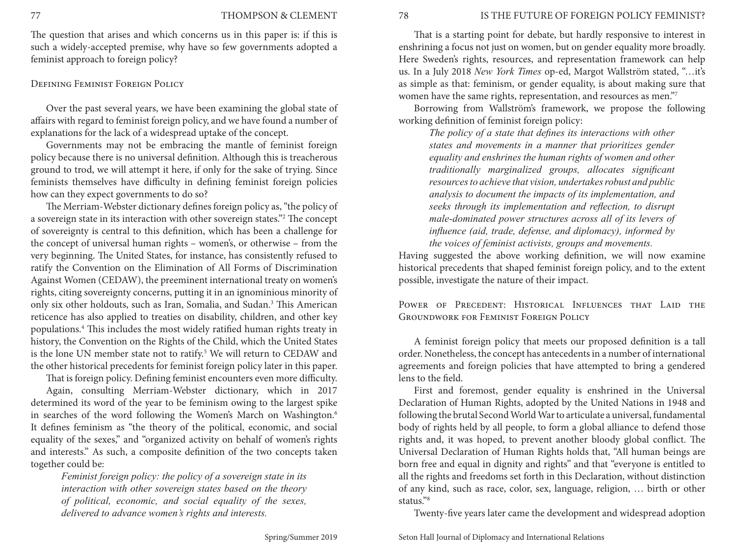The question that arises and which concerns us in this paper is: if this is such a widely-accepted premise, why have so few governments adopted a feminist approach to foreign policy?

## Defining Feminist Foreign Policy

Over the past several years, we have been examining the global state of affairs with regard to feminist foreign policy, and we have found a number of explanations for the lack of a widespread uptake of the concept.

Governments may not be embracing the mantle of feminist foreign policy because there is no universal definition. Although this is treacherous ground to trod, we will attempt it here, if only for the sake of trying. Since feminists themselves have difficulty in defining feminist foreign policies how can they expect governments to do so?

The Merriam-Webster dictionary defines foreign policy as, "the policy of a sovereign state in its interaction with other sovereign states."[2] The concept of sovereignty is central to this definition, which has been a challenge for the concept of universal human rights – women's, or otherwise – from the very beginning. The United States, for instance, has consistently refused to ratify the Convention on the Elimination of All Forms of Discrimination Against Women (CEDAW), the preeminent international treaty on women's rights, citing sovereignty concerns, putting it in an ignominious minority of only six other holdouts, such as Iran, Somalia, and Sudan.[3] This American reticence has also applied to treaties on disability, children, and other key populations.[4] This includes the most widely ratified human rights treaty in history, the Convention on the Rights of the Child, which the United States is the lone UN member state not to ratify.[5] We will return to CEDAW and the other historical precedents for feminist foreign policy later in this paper.

That is foreign policy. Defining feminist encounters even more difficulty.

Again, consulting Merriam-Webster dictionary, which in 2017 determined its word of the year to be feminism owing to the largest spike in searches of the word following the Women's March on Washington.[6] It defines feminism as "the theory of the political, economic, and social equality of the sexes," and "organized activity on behalf of women's rights and interests." As such, a composite definition of the two concepts taken together could be:

> *Feminist foreign policy: the policy of a sovereign state in its interaction with other sovereign states based on the theory of political, economic, and social equality of the sexes, delivered to advance women's rights and interests.*

That is a starting point for debate, but hardly responsive to interest in enshrining a focus not just on women, but on gender equality more broadly. Here Sweden's rights, resources, and representation framework can help us. In a July 2018 *New York Times* op-ed, Margot Wallström stated, "…it's as simple as that: feminism, or gender equality, is about making sure that women have the same rights, representation, and resources as men."[7]

Borrowing from Wallström's framework, we propose the following working definition of feminist foreign policy:

> *The policy of a state that defines its interactions with other states and movements in a manner that prioritizes gender equality and enshrines the human rights of women and other traditionally marginalized groups, allocates significant resources to achieve that vision, undertakes robust and public analysis to document the impacts of its implementation, and seeks through its implementation and reflection, to disrupt male-dominated power structures across all of its levers of influence (aid, trade, defense, and diplomacy), informed by the voices of feminist activists, groups and movements.*

Having suggested the above working definition, we will now examine historical precedents that shaped feminist foreign policy, and to the extent possible, investigate the nature of their impact.

## Power of Precedent: Historical Influences that Laid the Groundwork for Feminist Foreign Policy

A feminist foreign policy that meets our proposed definition is a tall order. Nonetheless, the concept has antecedents in a number of international agreements and foreign policies that have attempted to bring a gendered lens to the field.

First and foremost, gender equality is enshrined in the Universal Declaration of Human Rights, adopted by the United Nations in 1948 and following the brutal Second World War to articulate a universal, fundamental body of rights held by all people, to form a global alliance to defend those rights and, it was hoped, to prevent another bloody global conflict. The Universal Declaration of Human Rights holds that, "All human beings are born free and equal in dignity and rights" and that "everyone is entitled to all the rights and freedoms set forth in this Declaration, without distinction of any kind, such as race, color, sex, language, religion, … birth or other status."[8]

Twenty-five years later came the development and widespread adoption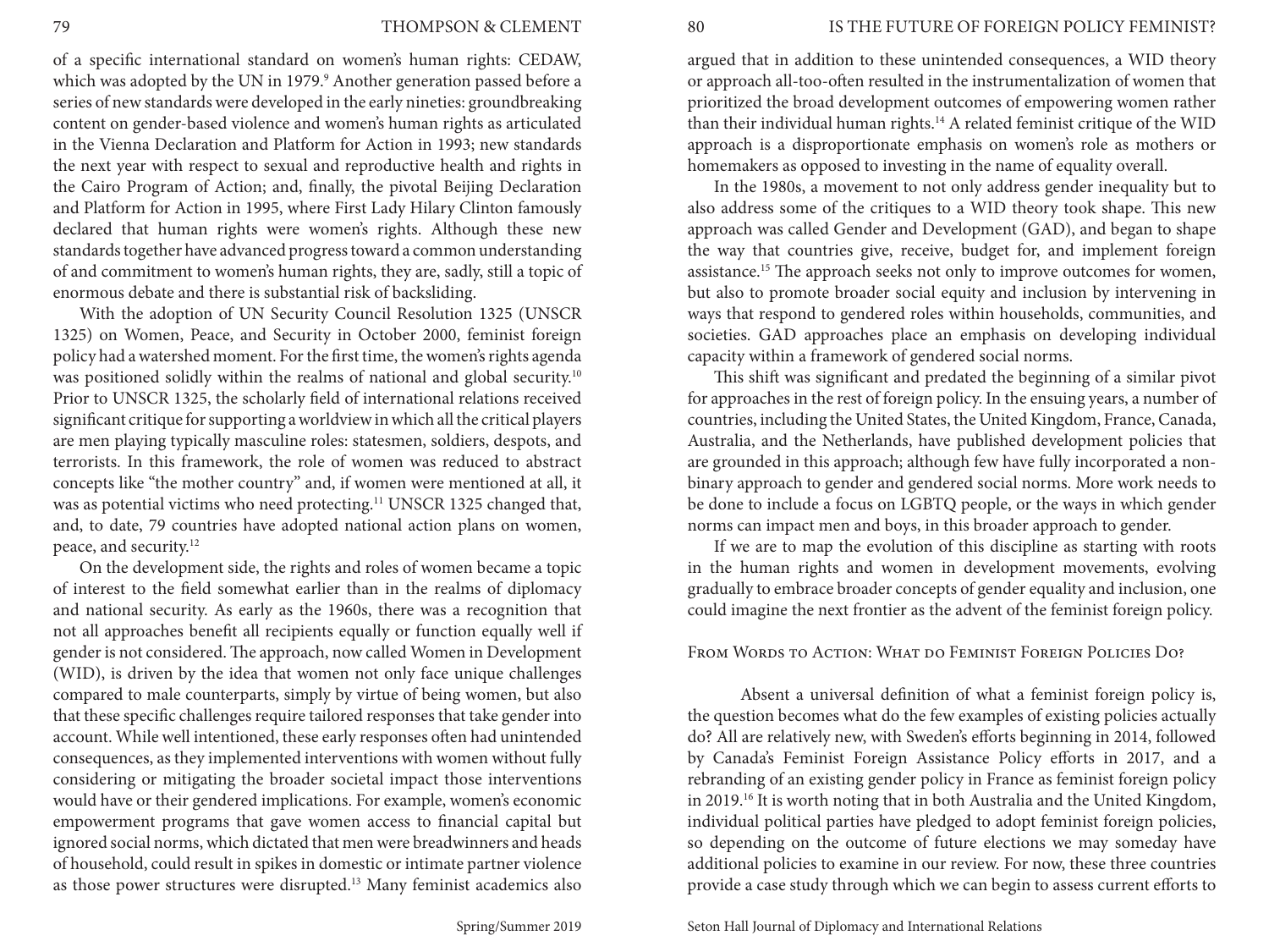of a specific international standard on women's human rights: CEDAW, which was adopted by the UN in 1979.[9] Another generation passed before a series of new standards were developed in the early nineties: groundbreaking content on gender-based violence and women's human rights as articulated in the Vienna Declaration and Platform for Action in 1993; new standards the next year with respect to sexual and reproductive health and rights in the Cairo Program of Action; and, finally, the pivotal Beijing Declaration and Platform for Action in 1995, where First Lady Hilary Clinton famously declared that human rights were women's rights. Although these new standards together have advanced progress toward a common understanding of and commitment to women's human rights, they are, sadly, still a topic of enormous debate and there is substantial risk of backsliding.

With the adoption of UN Security Council Resolution 1325 (UNSCR 1325) on Women, Peace, and Security in October 2000, feminist foreign policy had a watershed moment. For the first time, the women's rights agenda was positioned solidly within the realms of national and global security.[10] Prior to UNSCR 1325, the scholarly field of international relations received significant critique for supporting a worldview in which all the critical players are men playing typically masculine roles: statesmen, soldiers, despots, and terrorists. In this framework, the role of women was reduced to abstract concepts like "the mother country" and, if women were mentioned at all, it was as potential victims who need protecting.[11] UNSCR 1325 changed that, and, to date, 79 countries have adopted national action plans on women, peace, and security.[12]

On the development side, the rights and roles of women became a topic of interest to the field somewhat earlier than in the realms of diplomacy and national security. As early as the 1960s, there was a recognition that not all approaches benefit all recipients equally or function equally well if gender is not considered. The approach, now called Women in Development (WID), is driven by the idea that women not only face unique challenges compared to male counterparts, simply by virtue of being women, but also that these specific challenges require tailored responses that take gender into account. While well intentioned, these early responses often had unintended consequences, as they implemented interventions with women without fully considering or mitigating the broader societal impact those interventions would have or their gendered implications. For example, women's economic empowerment programs that gave women access to financial capital but ignored social norms, which dictated that men were breadwinners and heads of household, could result in spikes in domestic or intimate partner violence as those power structures were disrupted.[13] Many feminist academics also argued that in addition to these unintended consequences, a WID theory or approach all-too-often resulted in the instrumentalization of women that prioritized the broad development outcomes of empowering women rather than their individual human rights.[14] A related feminist critique of the WID approach is a disproportionate emphasis on women's role as mothers or homemakers as opposed to investing in the name of equality overall.

In the 1980s, a movement to not only address gender inequality but to also address some of the critiques to a WID theory took shape. This new approach was called Gender and Development (GAD), and began to shape the way that countries give, receive, budget for, and implement foreign assistance.[15] The approach seeks not only to improve outcomes for women, but also to promote broader social equity and inclusion by intervening in ways that respond to gendered roles within households, communities, and societies. GAD approaches place an emphasis on developing individual capacity within a framework of gendered social norms.

This shift was significant and predated the beginning of a similar pivot for approaches in the rest of foreign policy. In the ensuing years, a number of countries, including the United States, the United Kingdom, France, Canada, Australia, and the Netherlands, have published development policies that are grounded in this approach; although few have fully incorporated a non-binary approach to gender and gendered social norms. More work needs to be done to include a focus on LGBTQ people, or the ways in which gender norms can impact men and boys, in this broader approach to gender.

If we are to map the evolution of this discipline as starting with roots in the human rights and women in development movements, evolving gradually to embrace broader concepts of gender equality and inclusion, one could imagine the next frontier as the advent of the feminist foreign policy.

## From Words to Action: What do Feminist Foreign Policies Do?

Absent a universal definition of what a feminist foreign policy is, the question becomes what do the few examples of existing policies actually do? All are relatively new, with Sweden's efforts beginning in 2014, followed by Canada's Feminist Foreign Assistance Policy efforts in 2017, and a rebranding of an existing gender policy in France as feminist foreign policy in 2019.[16] It is worth noting that in both Australia and the United Kingdom, individual political parties have pledged to adopt feminist foreign policies, so depending on the outcome of future elections we may someday have additional policies to examine in our review. For now, these three countries provide a case study through which we can begin to assess current efforts to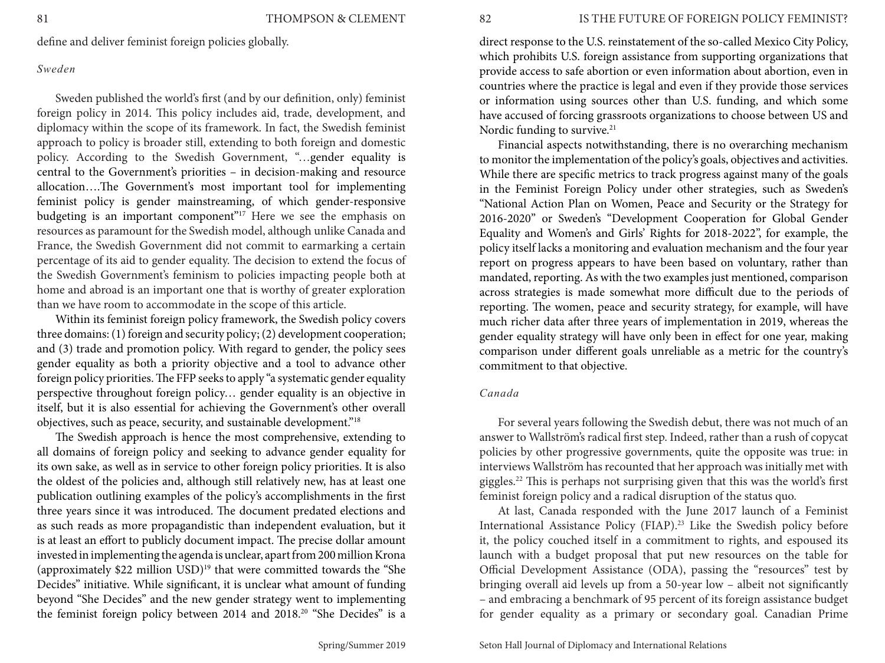define and deliver feminist foreign policies globally.

### *Sweden*

Sweden published the world's first (and by our definition, only) feminist foreign policy in 2014. This policy includes aid, trade, development, and diplomacy within the scope of its framework. In fact, the Swedish feminist approach to policy is broader still, extending to both foreign and domestic policy. According to the Swedish Government, "…gender equality is central to the Government's priorities – in decision-making and resource allocation….The Government's most important tool for implementing feminist policy is gender mainstreaming, of which gender-responsive budgeting is an important component"[17] Here we see the emphasis on resources as paramount for the Swedish model, although unlike Canada and France, the Swedish Government did not commit to earmarking a certain percentage of its aid to gender equality. The decision to extend the focus of the Swedish Government's feminism to policies impacting people both at home and abroad is an important one that is worthy of greater exploration than we have room to accommodate in the scope of this article.

Within its feminist foreign policy framework, the Swedish policy covers three domains: (1) foreign and security policy; (2) development cooperation; and (3) trade and promotion policy. With regard to gender, the policy sees gender equality as both a priority objective and a tool to advance other foreign policy priorities. The FFP seeks to apply "a systematic gender equality perspective throughout foreign policy… gender equality is an objective in itself, but it is also essential for achieving the Government's other overall objectives, such as peace, security, and sustainable development."[18]

The Swedish approach is hence the most comprehensive, extending to all domains of foreign policy and seeking to advance gender equality for its own sake, as well as in service to other foreign policy priorities. It is also the oldest of the policies and, although still relatively new, has at least one publication outlining examples of the policy's accomplishments in the first three years since it was introduced. The document predated elections and as such reads as more propagandistic than independent evaluation, but it is at least an effort to publicly document impact. The precise dollar amount invested in implementing the agenda is unclear, apart from 200 million Krona (approximately $22 million USD)[19] that were committed towards the "She Decides" initiative. While significant, it is unclear what amount of funding beyond "She Decides" and the new gender strategy went to implementing the feminist foreign policy between 2014 and 2018.[20] "She Decides" is a direct response to the U.S. reinstatement of the so-called Mexico City Policy, which prohibits U.S. foreign assistance from supporting organizations that provide access to safe abortion or even information about abortion, even in countries where the practice is legal and even if they provide those services or information using sources other than U.S. funding, and which some have accused of forcing grassroots organizations to choose between US and Nordic funding to survive.[21]

Financial aspects notwithstanding, there is no overarching mechanism to monitor the implementation of the policy's goals, objectives and activities. While there are specific metrics to track progress against many of the goals in the Feminist Foreign Policy under other strategies, such as Sweden's "National Action Plan on Women, Peace and Security or the Strategy for 2016-2020" or Sweden's "Development Cooperation for Global Gender Equality and Women's and Girls' Rights for 2018-2022", for example, the policy itself lacks a monitoring and evaluation mechanism and the four year report on progress appears to have been based on voluntary, rather than mandated, reporting. As with the two examples just mentioned, comparison across strategies is made somewhat more difficult due to the periods of reporting. The women, peace and security strategy, for example, will have much richer data after three years of implementation in 2019, whereas the gender equality strategy will have only been in effect for one year, making comparison under different goals unreliable as a metric for the country's commitment to that objective.

### *Canada*

For several years following the Swedish debut, there was not much of an answer to Wallström's radical first step. Indeed, rather than a rush of copycat policies by other progressive governments, quite the opposite was true: in interviews Wallström has recounted that her approach was initially met with giggles.[22] This is perhaps not surprising given that this was the world's first feminist foreign policy and a radical disruption of the status quo.

At last, Canada responded with the June 2017 launch of a Feminist International Assistance Policy (FIAP).[23] Like the Swedish policy before it, the policy couched itself in a commitment to rights, and espoused its launch with a budget proposal that put new resources on the table for Official Development Assistance (ODA), passing the "resources" test by bringing overall aid levels up from a 50-year low – albeit not significantly – and embracing a benchmark of 95 percent of its foreign assistance budget for gender equality as a primary or secondary goal. Canadian Prime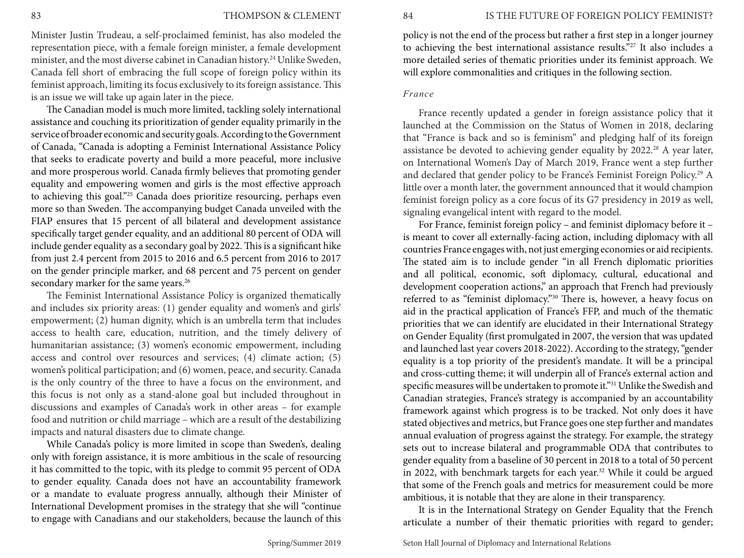Minister Justin Trudeau, a self-proclaimed feminist, has also modeled the representation piece, with a female foreign minister, a female development minister, and the most diverse cabinet in Canadian history.[24] Unlike Sweden, Canada fell short of embracing the full scope of foreign policy within its feminist approach, limiting its focus exclusively to its foreign assistance. This is an issue we will take up again later in the piece.

The Canadian model is much more limited, tackling solely international assistance and couching its prioritization of gender equality primarily in the service of broader economic and security goals. According to the Government of Canada, "Canada is adopting a Feminist International Assistance Policy that seeks to eradicate poverty and build a more peaceful, more inclusive and more prosperous world. Canada firmly believes that promoting gender equality and empowering women and girls is the most effective approach to achieving this goal."[25] Canada does prioritize resourcing, perhaps even more so than Sweden. The accompanying budget Canada unveiled with the FIAP ensures that 15 percent of all bilateral and development assistance specifically target gender equality, and an additional 80 percent of ODA will include gender equality as a secondary goal by 2022. This is a significant hike from just 2.4 percent from 2015 to 2016 and 6.5 percent from 2016 to 2017 on the gender principle marker, and 68 percent and 75 percent on gender secondary marker for the same years.[26]

The Feminist International Assistance Policy is organized thematically and includes six priority areas: (1) gender equality and women's and girls' empowerment; (2) human dignity, which is an umbrella term that includes access to health care, education, nutrition, and the timely delivery of humanitarian assistance; (3) women's economic empowerment, including access and control over resources and services; (4) climate action; (5) women's political participation; and (6) women, peace, and security. Canada is the only country of the three to have a focus on the environment, and this focus is not only as a stand-alone goal but included throughout in discussions and examples of Canada's work in other areas – for example food and nutrition or child marriage – which are a result of the destabilizing impacts and natural disasters due to climate change.

While Canada's policy is more limited in scope than Sweden's, dealing only with foreign assistance, it is more ambitious in the scale of resourcing it has committed to the topic, with its pledge to commit 95 percent of ODA to gender equality. Canada does not have an accountability framework or a mandate to evaluate progress annually, although their Minister of International Development promises in the strategy that she will "continue to engage with Canadians and our stakeholders, because the launch of this policy is not the end of the process but rather a first step in a longer journey to achieving the best international assistance results."[27] It also includes a more detailed series of thematic priorities under its feminist approach. We will explore commonalities and critiques in the following section.

### *France*

France recently updated a gender in foreign assistance policy that it launched at the Commission on the Status of Women in 2018, declaring that "France is back and so is feminism" and pledging half of its foreign assistance be devoted to achieving gender equality by 2022.[28] A year later, on International Women's Day of March 2019, France went a step further and declared that gender policy to be France's Feminist Foreign Policy.[29] A little over a month later, the government announced that it would champion feminist foreign policy as a core focus of its G7 presidency in 2019 as well, signaling evangelical intent with regard to the model.

For France, feminist foreign policy – and feminist diplomacy before it – is meant to cover all externally-facing action, including diplomacy with all countries France engages with, not just emerging economies or aid recipients. The stated aim is to include gender "in all French diplomatic priorities and all political, economic, soft diplomacy, cultural, educational and development cooperation actions," an approach that French had previously referred to as "feminist diplomacy."[30] There is, however, a heavy focus on aid in the practical application of France's FFP, and much of the thematic priorities that we can identify are elucidated in their International Strategy on Gender Equality (first promulgated in 2007, the version that was updated and launched last year covers 2018-2022). According to the strategy, "gender equality is a top priority of the president's mandate. It will be a principal and cross-cutting theme; it will underpin all of France's external action and specific measures will be undertaken to promote it."[31] Unlike the Swedish and Canadian strategies, France's strategy is accompanied by an accountability framework against which progress is to be tracked. Not only does it have stated objectives and metrics, but France goes one step further and mandates annual evaluation of progress against the strategy. For example, the strategy sets out to increase bilateral and programmable ODA that contributes to gender equality from a baseline of 30 percent in 2018 to a total of 50 percent in 2022, with benchmark targets for each year.[32] While it could be argued that some of the French goals and metrics for measurement could be more ambitious, it is notable that they are alone in their transparency.

It is in the International Strategy on Gender Equality that the French articulate a number of their thematic priorities with regard to gender;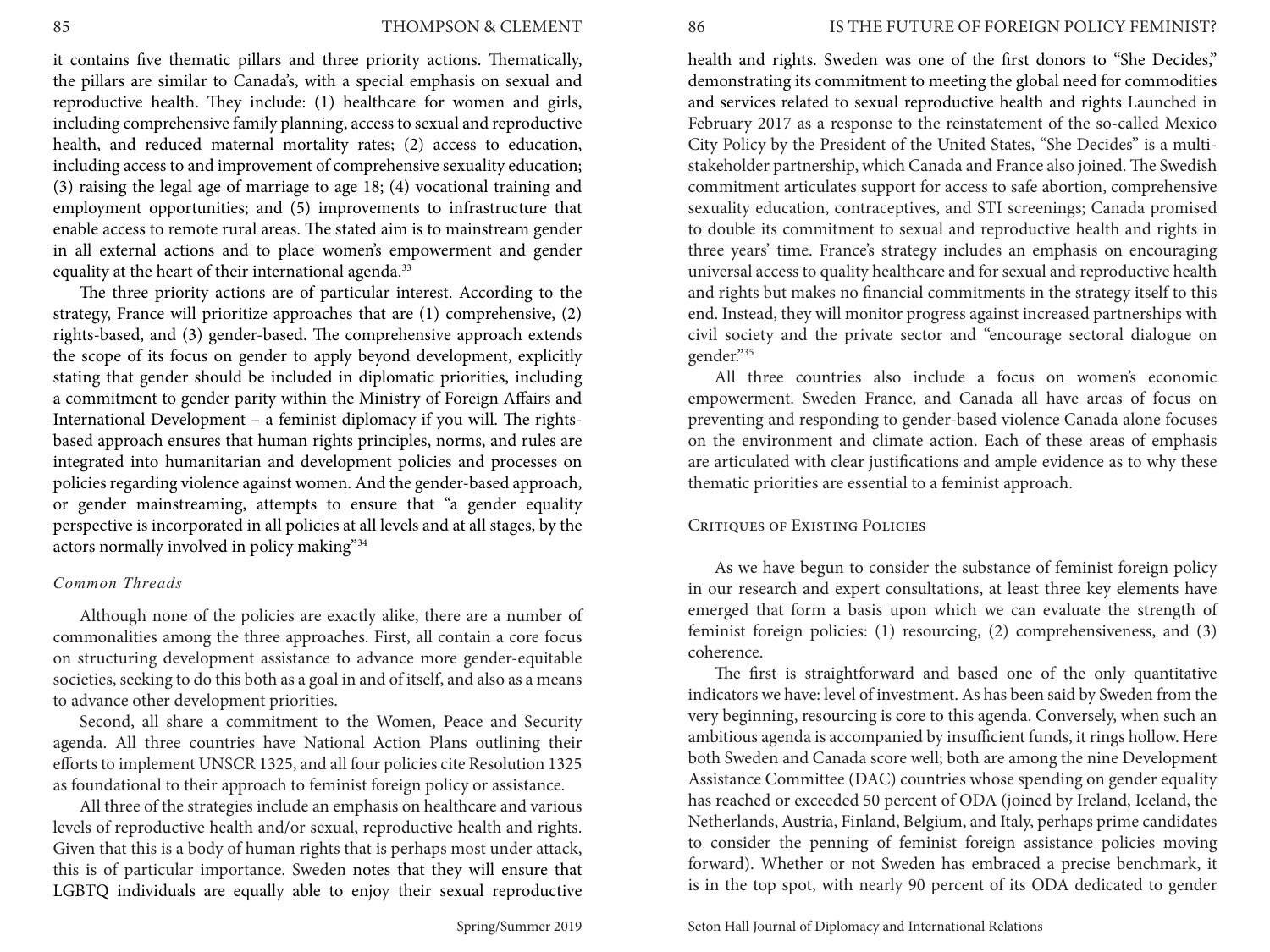it contains five thematic pillars and three priority actions. Thematically, the pillars are similar to Canada's, with a special emphasis on sexual and reproductive health. They include: (1) healthcare for women and girls, including comprehensive family planning, access to sexual and reproductive health, and reduced maternal mortality rates; (2) access to education, including access to and improvement of comprehensive sexuality education; (3) raising the legal age of marriage to age 18; (4) vocational training and employment opportunities; and (5) improvements to infrastructure that enable access to remote rural areas. The stated aim is to mainstream gender in all external actions and to place women's empowerment and gender equality at the heart of their international agenda.[33]

The three priority actions are of particular interest. According to the strategy, France will prioritize approaches that are (1) comprehensive, (2) rights-based, and (3) gender-based. The comprehensive approach extends the scope of its focus on gender to apply beyond development, explicitly stating that gender should be included in diplomatic priorities, including a commitment to gender parity within the Ministry of Foreign Affairs and International Development – a feminist diplomacy if you will. The rights-based approach ensures that human rights principles, norms, and rules are integrated into humanitarian and development policies and processes on policies regarding violence against women. And the gender-based approach, or gender mainstreaming, attempts to ensure that "a gender equality perspective is incorporated in all policies at all levels and at all stages, by the actors normally involved in policy making"[34]

### *Common Threads*

Although none of the policies are exactly alike, there are a number of commonalities among the three approaches. First, all contain a core focus on structuring development assistance to advance more gender-equitable societies, seeking to do this both as a goal in and of itself, and also as a means to advance other development priorities.

Second, all share a commitment to the Women, Peace and Security agenda. All three countries have National Action Plans outlining their efforts to implement UNSCR 1325, and all four policies cite Resolution 1325 as foundational to their approach to feminist foreign policy or assistance.

All three of the strategies include an emphasis on healthcare and various levels of reproductive health and/or sexual, reproductive health and rights. Given that this is a body of human rights that is perhaps most under attack, this is of particular importance. Sweden notes that they will ensure that LGBTQ individuals are equally able to enjoy their sexual reproductive health and rights. Sweden was one of the first donors to "She Decides," demonstrating its commitment to meeting the global need for commodities and services related to sexual reproductive health and rights Launched in February 2017 as a response to the reinstatement of the so-called Mexico City Policy by the President of the United States, "She Decides" is a multi-stakeholder partnership, which Canada and France also joined. The Swedish commitment articulates support for access to safe abortion, comprehensive sexuality education, contraceptives, and STI screenings; Canada promised to double its commitment to sexual and reproductive health and rights in three years' time. France's strategy includes an emphasis on encouraging universal access to quality healthcare and for sexual and reproductive health and rights but makes no financial commitments in the strategy itself to this end. Instead, they will monitor progress against increased partnerships with civil society and the private sector and "encourage sectoral dialogue on gender."[35]

All three countries also include a focus on women's economic empowerment. Sweden France, and Canada all have areas of focus on preventing and responding to gender-based violence Canada alone focuses on the environment and climate action. Each of these areas of emphasis are articulated with clear justifications and ample evidence as to why these thematic priorities are essential to a feminist approach.

### Critiques of Existing Policies

As we have begun to consider the substance of feminist foreign policy in our research and expert consultations, at least three key elements have emerged that form a basis upon which we can evaluate the strength of feminist foreign policies: (1) resourcing, (2) comprehensiveness, and (3) coherence.

The first is straightforward and based one of the only quantitative indicators we have: level of investment. As has been said by Sweden from the very beginning, resourcing is core to this agenda. Conversely, when such an ambitious agenda is accompanied by insufficient funds, it rings hollow. Here both Sweden and Canada score well; both are among the nine Development Assistance Committee (DAC) countries whose spending on gender equality has reached or exceeded 50 percent of ODA (joined by Ireland, Iceland, the Netherlands, Austria, Finland, Belgium, and Italy, perhaps prime candidates to consider the penning of feminist foreign assistance policies moving forward). Whether or not Sweden has embraced a precise benchmark, it is in the top spot, with nearly 90 percent of its ODA dedicated to gender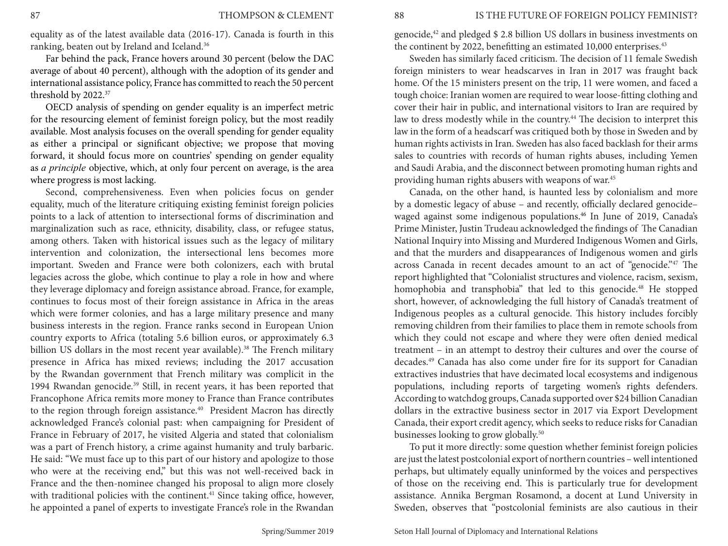equality as of the latest available data (2016-17). Canada is fourth in this ranking, beaten out by Ireland and Iceland.[36]

Far behind the pack, France hovers around 30 percent (below the DAC average of about 40 percent), although with the adoption of its gender and international assistance policy, France has committed to reach the 50 percent threshold by 2022.[37]

OECD analysis of spending on gender equality is an imperfect metric for the resourcing element of feminist foreign policy, but the most readily available. Most analysis focuses on the overall spending for gender equality as either a principal or significant objective; we propose that moving forward, it should focus more on countries' spending on gender equality as *a principle* objective, which, at only four percent on average, is the area where progress is most lacking.

Second, comprehensiveness. Even when policies focus on gender equality, much of the literature critiquing existing feminist foreign policies points to a lack of attention to intersectional forms of discrimination and marginalization such as race, ethnicity, disability, class, or refugee status, among others. Taken with historical issues such as the legacy of military intervention and colonization, the intersectional lens becomes more important. Sweden and France were both colonizers, each with brutal legacies across the globe, which continue to play a role in how and where they leverage diplomacy and foreign assistance abroad. France, for example, continues to focus most of their foreign assistance in Africa in the areas which were former colonies, and has a large military presence and many business interests in the region. France ranks second in European Union country exports to Africa (totaling 5.6 billion euros, or approximately 6.3 billion US dollars in the most recent year available).[38] The French military presence in Africa has mixed reviews; including the 2017 accusation by the Rwandan government that French military was complicit in the 1994 Rwandan genocide.[39] Still, in recent years, it has been reported that Francophone Africa remits more money to France than France contributes to the region through foreign assistance.[40] President Macron has directly acknowledged France's colonial past: when campaigning for President of France in February of 2017, he visited Algeria and stated that colonialism was a part of French history, a crime against humanity and truly barbaric. He said: "We must face up to this part of our history and apologize to those who were at the receiving end," but this was not well-received back in France and the then-nominee changed his proposal to align more closely with traditional policies with the continent.[41] Since taking office, however, he appointed a panel of experts to investigate France's role in the Rwandan genocide,[42] and pledged $ 2.8 billion US dollars in business investments on the continent by 2022, benefitting an estimated 10,000 enterprises.[43]

Sweden has similarly faced criticism. The decision of 11 female Swedish foreign ministers to wear headscarves in Iran in 2017 was fraught back home. Of the 15 ministers present on the trip, 11 were women, and faced a tough choice: Iranian women are required to wear loose-fitting clothing and cover their hair in public, and international visitors to Iran are required by law to dress modestly while in the country.[44] The decision to interpret this law in the form of a headscarf was critiqued both by those in Sweden and by human rights activists in Iran. Sweden has also faced backlash for their arms sales to countries with records of human rights abuses, including Yemen and Saudi Arabia, and the disconnect between promoting human rights and providing human rights abusers with weapons of war.[45]

Canada, on the other hand, is haunted less by colonialism and more by a domestic legacy of abuse – and recently, officially declared genocide–waged against some indigenous populations.[46] In June of 2019, Canada's Prime Minister, Justin Trudeau acknowledged the findings of The Canadian National Inquiry into Missing and Murdered Indigenous Women and Girls, and that the murders and disappearances of Indigenous women and girls across Canada in recent decades amount to an act of "genocide."[47] The report highlighted that "Colonialist structures and violence, racism, sexism, homophobia and transphobia" that led to this genocide.[48] He stopped short, however, of acknowledging the full history of Canada's treatment of Indigenous peoples as a cultural genocide. This history includes forcibly removing children from their families to place them in remote schools from which they could not escape and where they were often denied medical treatment – in an attempt to destroy their cultures and over the course of decades.[49] Canada has also come under fire for its support for Canadian extractives industries that have decimated local ecosystems and indigenous populations, including reports of targeting women's rights defenders. According to watchdog groups, Canada supported over $24 billion Canadian dollars in the extractive business sector in 2017 via Export Development Canada, their export credit agency, which seeks to reduce risks for Canadian businesses looking to grow globally.[50]

To put it more directly: some question whether feminist foreign policies are just the latest postcolonial export of northern countries – well intentioned perhaps, but ultimately equally uninformed by the voices and perspectives of those on the receiving end. This is particularly true for development assistance. Annika Bergman Rosamond, a docent at Lund University in Sweden, observes that "postcolonial feminists are also cautious in their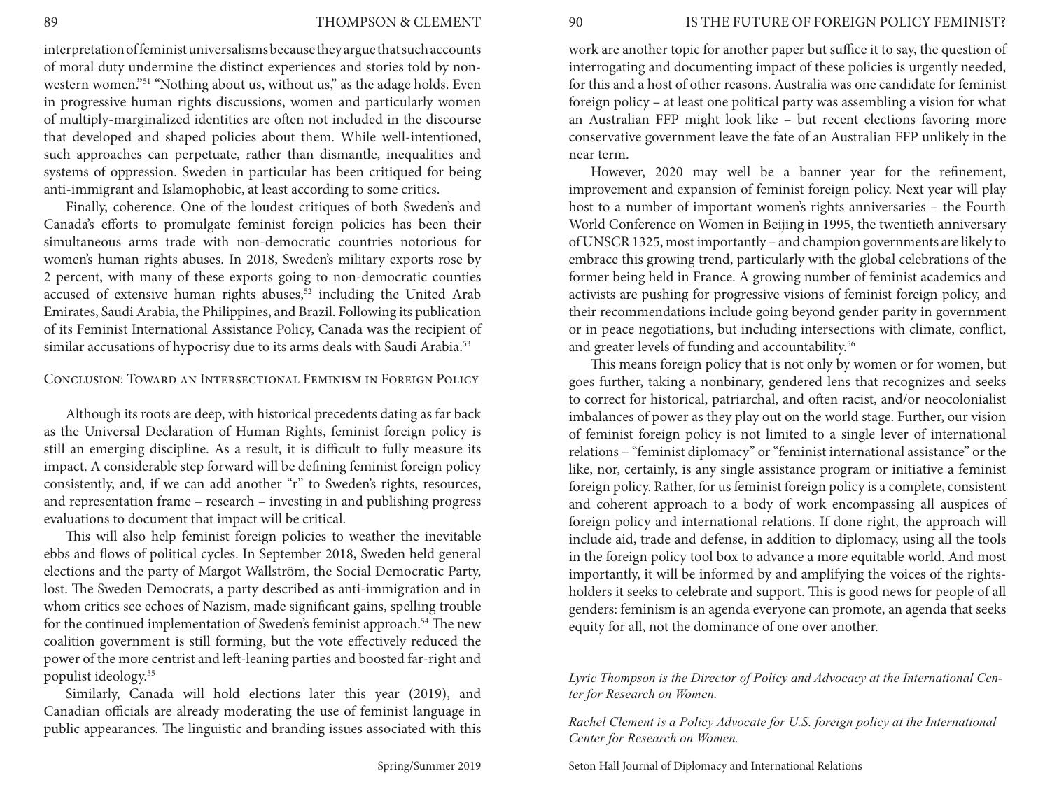interpretation of feminist universalisms because they argue that such accounts of moral duty undermine the distinct experiences and stories told by non-western women."[51] "Nothing about us, without us," as the adage holds. Even in progressive human rights discussions, women and particularly women of multiply-marginalized identities are often not included in the discourse that developed and shaped policies about them. While well-intentioned, such approaches can perpetuate, rather than dismantle, inequalities and systems of oppression. Sweden in particular has been critiqued for being anti-immigrant and Islamophobic, at least according to some critics.

Finally, coherence. One of the loudest critiques of both Sweden's and Canada's efforts to promulgate feminist foreign policies has been their simultaneous arms trade with non-democratic countries notorious for women's human rights abuses. In 2018, Sweden's military exports rose by 2 percent, with many of these exports going to non-democratic counties accused of extensive human rights abuses,[52] including the United Arab Emirates, Saudi Arabia, the Philippines, and Brazil. Following its publication of its Feminist International Assistance Policy, Canada was the recipient of similar accusations of hypocrisy due to its arms deals with Saudi Arabia.[53]

## Conclusion: Toward an Intersectional Feminism in Foreign Policy

Although its roots are deep, with historical precedents dating as far back as the Universal Declaration of Human Rights, feminist foreign policy is still an emerging discipline. As a result, it is difficult to fully measure its impact. A considerable step forward will be defining feminist foreign policy consistently, and, if we can add another "r" to Sweden's rights, resources, and representation frame – research – investing in and publishing progress evaluations to document that impact will be critical.

This will also help feminist foreign policies to weather the inevitable ebbs and flows of political cycles. In September 2018, Sweden held general elections and the party of Margot Wallström, the Social Democratic Party, lost. The Sweden Democrats, a party described as anti-immigration and in whom critics see echoes of Nazism, made significant gains, spelling trouble for the continued implementation of Sweden's feminist approach.[54] The new coalition government is still forming, but the vote effectively reduced the power of the more centrist and left-leaning parties and boosted far-right and populist ideology.[55]

Similarly, Canada will hold elections later this year (2019), and Canadian officials are already moderating the use of feminist language in public appearances. The linguistic and branding issues associated with this work are another topic for another paper but suffice it to say, the question of interrogating and documenting impact of these policies is urgently needed, for this and a host of other reasons. Australia was one candidate for feminist foreign policy – at least one political party was assembling a vision for what an Australian FFP might look like – but recent elections favoring more conservative government leave the fate of an Australian FFP unlikely in the near term.

However, 2020 may well be a banner year for the refinement, improvement and expansion of feminist foreign policy. Next year will play host to a number of important women's rights anniversaries – the Fourth World Conference on Women in Beijing in 1995, the twentieth anniversary of UNSCR 1325, most importantly – and champion governments are likely to embrace this growing trend, particularly with the global celebrations of the former being held in France. A growing number of feminist academics and activists are pushing for progressive visions of feminist foreign policy, and their recommendations include going beyond gender parity in government or in peace negotiations, but including intersections with climate, conflict, and greater levels of funding and accountability.[56]

This means foreign policy that is not only by women or for women, but goes further, taking a nonbinary, gendered lens that recognizes and seeks to correct for historical, patriarchal, and often racist, and/or neocolonialist imbalances of power as they play out on the world stage. Further, our vision of feminist foreign policy is not limited to a single lever of international relations – "feminist diplomacy" or "feminist international assistance" or the like, nor, certainly, is any single assistance program or initiative a feminist foreign policy. Rather, for us feminist foreign policy is a complete, consistent and coherent approach to a body of work encompassing all auspices of foreign policy and international relations. If done right, the approach will include aid, trade and defense, in addition to diplomacy, using all the tools in the foreign policy tool box to advance a more equitable world. And most importantly, it will be informed by and amplifying the voices of the rights-holders it seeks to celebrate and support. This is good news for people of all genders: feminism is an agenda everyone can promote, an agenda that seeks equity for all, not the dominance of one over another.

*Lyric Thompson is the Director of Policy and Advocacy at the International Center for Research on Women.*

*Rachel Clement is a Policy Advocate for U.S. foreign policy at the International Center for Research on Women.*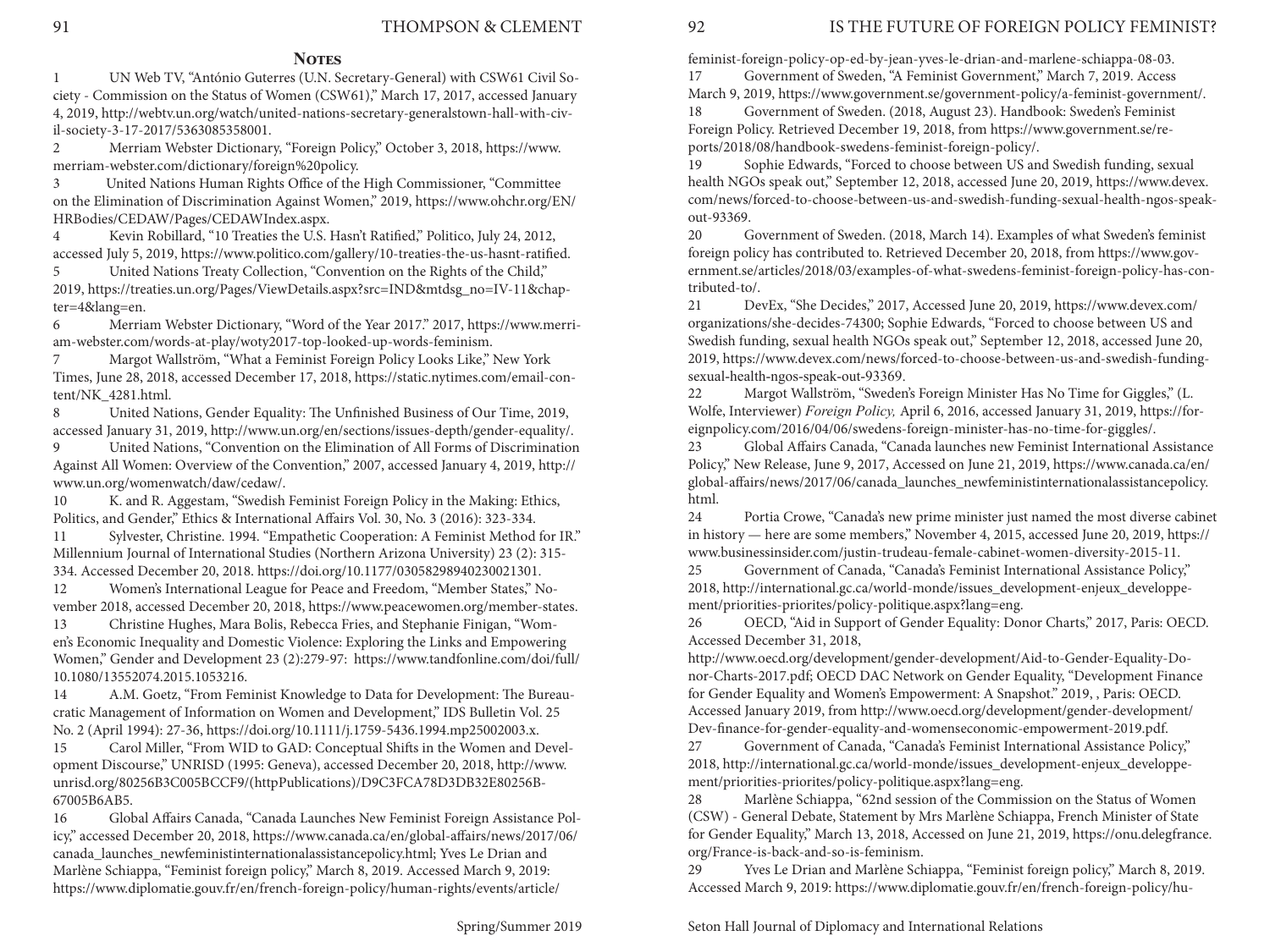## Notes

1 UN Web TV, "António Guterres (U.N. Secretary-General) with CSW61 Civil Society - Commission on the Status of Women (CSW61)," March 17, 2017, accessed January 4, 2019, http://webtv.un.org/watch/united-nations-secretary-generalstown-hall-with-civil-society-3-17-2017/5363085358001.

2 Merriam Webster Dictionary, "Foreign Policy," October 3, 2018, https://www.merriam-webster.com/dictionary/foreign%20policy.

3 United Nations Human Rights Office of the High Commissioner, "Committee on the Elimination of Discrimination Against Women," 2019, https://www.ohchr.org/EN/HRBodies/CEDAW/Pages/CEDAWIndex.aspx.

4 Kevin Robillard, "10 Treaties the U.S. Hasn't Ratified," Politico, July 24, 2012, accessed July 5, 2019, https://www.politico.com/gallery/10-treaties-the-us-hasnt-ratified.

5 United Nations Treaty Collection, "Convention on the Rights of the Child," 2019, https://treaties.un.org/Pages/ViewDetails.aspx?src=IND&mtdsg_no=IV-11&chapter=4&lang=en.

6 Merriam Webster Dictionary, "Word of the Year 2017." 2017, https://www.merriam-webster.com/words-at-play/woty2017-top-looked-up-words-feminism.

7 Margot Wallström, "What a Feminist Foreign Policy Looks Like," New York Times, June 28, 2018, accessed December 17, 2018, https://static.nytimes.com/email-content/NK_4281.html.

8 United Nations, Gender Equality: The Unfinished Business of Our Time, 2019, accessed January 31, 2019, http://www.un.org/en/sections/issues-depth/gender-equality/.

9 United Nations, "Convention on the Elimination of All Forms of Discrimination Against All Women: Overview of the Convention," 2007, accessed January 4, 2019, http://www.un.org/womenwatch/daw/cedaw/.

10 K. and R. Aggestam, "Swedish Feminist Foreign Policy in the Making: Ethics, Politics, and Gender," Ethics & International Affairs Vol. 30, No. 3 (2016): 323-334.

11 Sylvester, Christine. 1994. "Empathetic Cooperation: A Feminist Method for IR." Millennium Journal of International Studies (Northern Arizona University) 23 (2): 315-334. Accessed December 20, 2018. https://doi.org/10.1177/03058298940230021301.

12 Women's International League for Peace and Freedom, "Member States," November 2018, accessed December 20, 2018, https://www.peacewomen.org/member-states.

13 Christine Hughes, Mara Bolis, Rebecca Fries, and Stephanie Finigan, "Women's Economic Inequality and Domestic Violence: Exploring the Links and Empowering Women," Gender and Development 23 (2):279-97: https://www.tandfonline.com/doi/full/10.1080/13552074.2015.1053216.

14 A.M. Goetz, "From Feminist Knowledge to Data for Development: The Bureaucratic Management of Information on Women and Development," IDS Bulletin Vol. 25 No. 2 (April 1994): 27-36, https://doi.org/10.1111/j.1759-5436.1994.mp25002003.x.

15 Carol Miller, "From WID to GAD: Conceptual Shifts in the Women and Development Discourse," UNRISD (1995: Geneva), accessed December 20, 2018, http://www.unrisd.org/80256B3C005BCCF9/(httpPublications)/D9C3FCA78D3DB32E80256B67005B6AB5.

16 Global Affairs Canada, "Canada Launches New Feminist Foreign Assistance Policy," accessed December 20, 2018, https://www.canada.ca/en/global-affairs/news/2017/06/canada_launches_newfeministinternationalassistancepolicy.html; Yves Le Drian and Marlène Schiappa, "Feminist foreign policy," March 8, 2019. Accessed March 9, 2019: https://www.diplomatie.gouv.fr/en/french-foreign-policy/human-rights/events/article/feminist-foreign-policy-op-ed-by-jean-yves-le-drian-and-marlene-schiappa-08-03.

17 Government of Sweden, "A Feminist Government," March 7, 2019. Access March 9, 2019, https://www.government.se/government-policy/a-feminist-government/.

18 Government of Sweden. (2018, August 23). Handbook: Sweden's Feminist Foreign Policy. Retrieved December 19, 2018, from https://www.government.se/reports/2018/08/handbook-swedens-feminist-foreign-policy/.

19 Sophie Edwards, "Forced to choose between US and Swedish funding, sexual health NGOs speak out," September 12, 2018, accessed June 20, 2019, https://www.devex.com/news/forced-to-choose-between-us-and-swedish-funding-sexual-health-ngos-speak-out-93369.

20 Government of Sweden. (2018, March 14). Examples of what Sweden's feminist foreign policy has contributed to. Retrieved December 20, 2018, from https://www.government.se/articles/2018/03/examples-of-what-swedens-feminist-foreign-policy-has-contributed-to/.

21 DevEx, "She Decides," 2017, Accessed June 20, 2019, https://www.devex.com/organizations/she-decides-74300; Sophie Edwards, "Forced to choose between US and Swedish funding, sexual health NGOs speak out," September 12, 2018, accessed June 20, 2019, https://www.devex.com/news/forced-to-choose-between-us-and-swedish-funding-sexual-health-ngos-speak-out-93369.

22 Margot Wallström, "Sweden's Foreign Minister Has No Time for Giggles," (L. Wolfe, Interviewer) *Foreign Policy,* April 6, 2016, accessed January 31, 2019, https://foreignpolicy.com/2016/04/06/swedens-foreign-minister-has-no-time-for-giggles/.

23 Global Affairs Canada, "Canada launches new Feminist International Assistance Policy," New Release, June 9, 2017, Accessed on June 21, 2019, https://www.canada.ca/en/global-affairs/news/2017/06/canada_launches_newfeministinternationalassistancepolicy.html.

24 Portia Crowe, "Canada's new prime minister just named the most diverse cabinet in history — here are some members," November 4, 2015, accessed June 20, 2019, https://www.businessinsider.com/justin-trudeau-female-cabinet-women-diversity-2015-11.

25 Government of Canada, "Canada's Feminist International Assistance Policy," 2018, http://international.gc.ca/world-monde/issues_development-enjeux_developpement/priorities-priorites/policy-politique.aspx?lang=eng.

26 OECD, "Aid in Support of Gender Equality: Donor Charts," 2017, Paris: OECD. Accessed December 31, 2018, http://www.oecd.org/development/gender-development/Aid-to-Gender-Equality-Donor-Charts-2017.pdf; OECD DAC Network on Gender Equality, "Development Finance for Gender Equality and Women's Empowerment: A Snapshot." 2019, , Paris: OECD. Accessed January 2019, from http://www.oecd.org/development/gender-development/Dev-finance-for-gender-equality-and-womenseconomic-empowerment-2019.pdf.

27 Government of Canada, "Canada's Feminist International Assistance Policy," 2018, http://international.gc.ca/world-monde/issues_development-enjeux_developpement/priorities-priorites/policy-politique.aspx?lang=eng.

28 Marlène Schiappa, "62nd session of the Commission on the Status of Women (CSW) - General Debate, Statement by Mrs Marlène Schiappa, French Minister of State for Gender Equality," March 13, 2018, Accessed on June 21, 2019, https://onu.delegfrance.org/France-is-back-and-so-is-feminism.

29 Yves Le Drian and Marlène Schiappa, "Feminist foreign policy," March 8, 2019. Accessed March 9, 2019: https://www.diplomatie.gouv.fr/en/french-foreign-policy/hu-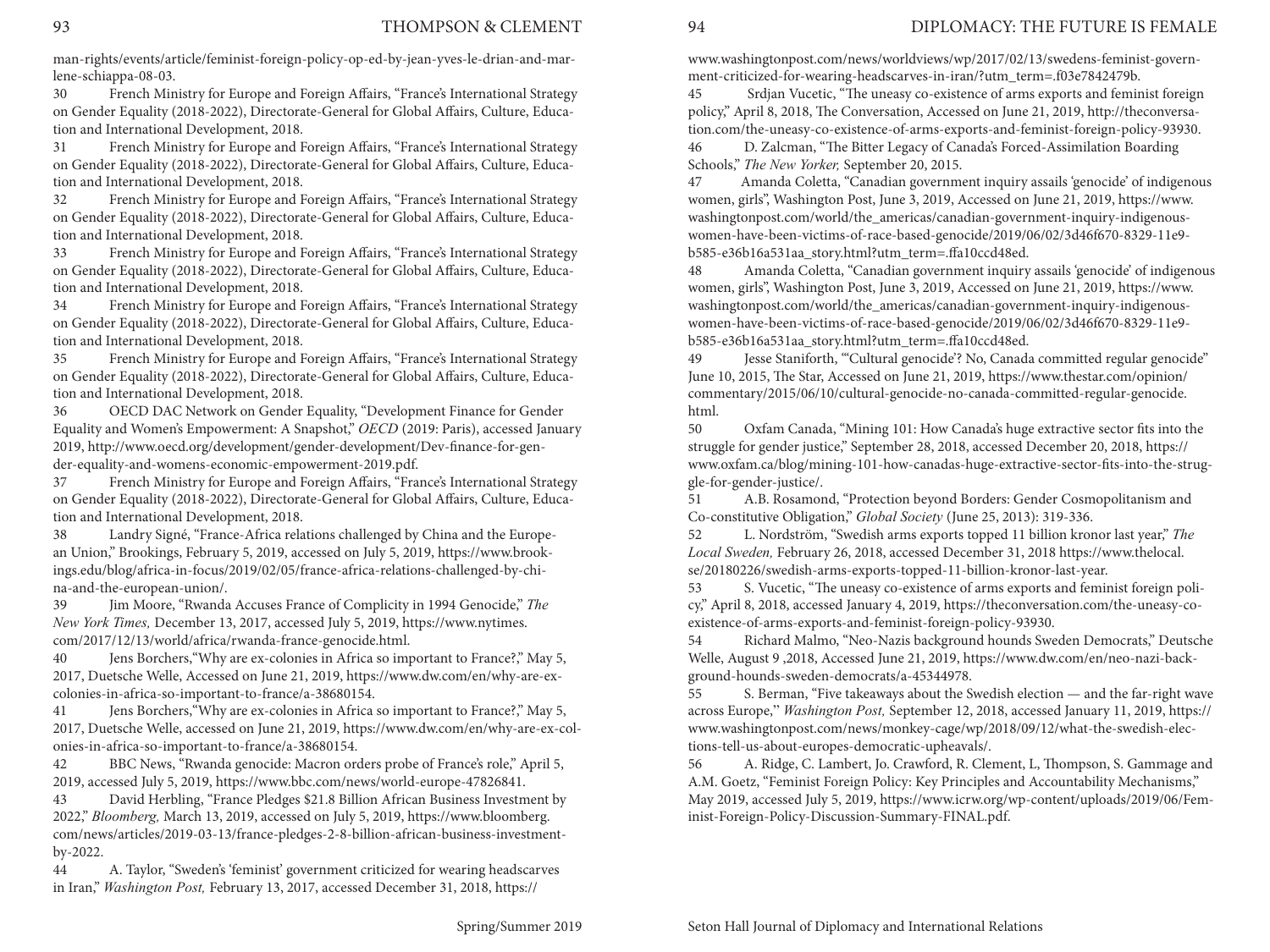man-rights/events/article/feminist-foreign-policy-op-ed-by-jean-yves-le-drian-and-marlene-schiappa-08-03.

30 French Ministry for Europe and Foreign Affairs, "France's International Strategy on Gender Equality (2018-2022), Directorate-General for Global Affairs, Culture, Education and International Development, 2018.

31 French Ministry for Europe and Foreign Affairs, "France's International Strategy on Gender Equality (2018-2022), Directorate-General for Global Affairs, Culture, Education and International Development, 2018.

32 French Ministry for Europe and Foreign Affairs, "France's International Strategy on Gender Equality (2018-2022), Directorate-General for Global Affairs, Culture, Education and International Development, 2018.

33 French Ministry for Europe and Foreign Affairs, "France's International Strategy on Gender Equality (2018-2022), Directorate-General for Global Affairs, Culture, Education and International Development, 2018.

34 French Ministry for Europe and Foreign Affairs, "France's International Strategy on Gender Equality (2018-2022), Directorate-General for Global Affairs, Culture, Education and International Development, 2018.

35 French Ministry for Europe and Foreign Affairs, "France's International Strategy on Gender Equality (2018-2022), Directorate-General for Global Affairs, Culture, Education and International Development, 2018.

36 OECD DAC Network on Gender Equality, "Development Finance for Gender Equality and Women's Empowerment: A Snapshot," *OECD* (2019: Paris), accessed January 2019, http://www.oecd.org/development/gender-development/Dev-finance-for-gender-equality-and-womens-economic-empowerment-2019.pdf.

37 French Ministry for Europe and Foreign Affairs, "France's International Strategy on Gender Equality (2018-2022), Directorate-General for Global Affairs, Culture, Education and International Development, 2018.

38 Landry Signé, "France-Africa relations challenged by China and the European Union," Brookings, February 5, 2019, accessed on July 5, 2019, https://www.brookings.edu/blog/africa-in-focus/2019/02/05/france-africa-relations-challenged-by-china-and-the-european-union/.

39 Jim Moore, "Rwanda Accuses France of Complicity in 1994 Genocide," *The New York Times,* December 13, 2017, accessed July 5, 2019, https://www.nytimes.com/2017/12/13/world/africa/rwanda-france-genocide.html.

40 Jens Borchers,"Why are ex-colonies in Africa so important to France?," May 5, 2017, Duetsche Welle, Accessed on June 21, 2019, https://www.dw.com/en/why-are-ex-colonies-in-africa-so-important-to-france/a-38680154.

41 Jens Borchers,"Why are ex-colonies in Africa so important to France?," May 5, 2017, Duetsche Welle, accessed on June 21, 2019, https://www.dw.com/en/why-are-ex-colonies-in-africa-so-important-to-france/a-38680154.

42 BBC News, "Rwanda genocide: Macron orders probe of France's role," April 5, 2019, accessed July 5, 2019, https://www.bbc.com/news/world-europe-47826841.

43 David Herbling, "France Pledges $21.8 Billion African Business Investment by 2022," *Bloomberg,* March 13, 2019, accessed on July 5, 2019, https://www.bloomberg.com/news/articles/2019-03-13/france-pledges-2-8-billion-african-business-investment-by-2022.

44 A. Taylor, "Sweden's 'feminist' government criticized for wearing headscarves in Iran," *Washington Post,* February 13, 2017, accessed December 31, 2018, https://www.washingtonpost.com/news/worldviews/wp/2017/02/13/swedens-feminist-government-criticized-for-wearing-headscarves-in-iran/?utm_term=.f03e7842479b.

45 Srdjan Vucetic, "The uneasy co-existence of arms exports and feminist foreign policy," April 8, 2018, The Conversation, Accessed on June 21, 2019, http://theconversation.com/the-uneasy-co-existence-of-arms-exports-and-feminist-foreign-policy-93930.

46 D. Zalcman, "The Bitter Legacy of Canada's Forced-Assimilation Boarding Schools," *The New Yorker,* September 20, 2015.

47 Amanda Coletta, "Canadian government inquiry assails 'genocide' of indigenous women, girls", Washington Post, June 3, 2019, Accessed on June 21, 2019, https://www.washingtonpost.com/world/the_americas/canadian-government-inquiry-indigenous-women-have-been-victims-of-race-based-genocide/2019/06/02/3d46f670-8329-11e9-b585-e36b16a531aa_story.html?utm_term=.ffa10ccd48ed.

48 Amanda Coletta, "Canadian government inquiry assails 'genocide' of indigenous women, girls", Washington Post, June 3, 2019, Accessed on June 21, 2019, https://www.washingtonpost.com/world/the_americas/canadian-government-inquiry-indigenous-women-have-been-victims-of-race-based-genocide/2019/06/02/3d46f670-8329-11e9-b585-e36b16a531aa_story.html?utm_term=.ffa10ccd48ed.

49 Jesse Staniforth, "'Cultural genocide'? No, Canada committed regular genocide" June 10, 2015, The Star, Accessed on June 21, 2019, https://www.thestar.com/opinion/commentary/2015/06/10/cultural-genocide-no-canada-committed-regular-genocide.html.

50 Oxfam Canada, "Mining 101: How Canada's huge extractive sector fits into the struggle for gender justice," September 28, 2018, accessed December 20, 2018, https://www.oxfam.ca/blog/mining-101-how-canadas-huge-extractive-sector-fits-into-the-struggle-for-gender-justice/.

51 A.B. Rosamond, "Protection beyond Borders: Gender Cosmopolitanism and Co-constitutive Obligation," *Global Society* (June 25, 2013): 319-336.

52 L. Nordström, "Swedish arms exports topped 11 billion kronor last year," *The Local Sweden,* February 26, 2018, accessed December 31, 2018 https://www.thelocal.se/20180226/swedish-arms-exports-topped-11-billion-kronor-last-year.

53 S. Vucetic, "The uneasy co-existence of arms exports and feminist foreign policy," April 8, 2018, accessed January 4, 2019, https://theconversation.com/the-uneasy-co-existence-of-arms-exports-and-feminist-foreign-policy-93930.

54 Richard Malmo, "Neo-Nazis background hounds Sweden Democrats," Deutsche Welle, August 9 ,2018, Accessed June 21, 2019, https://www.dw.com/en/neo-nazi-background-hounds-sweden-democrats/a-45344978.

55 S. Berman, "Five takeaways about the Swedish election — and the far-right wave across Europe," *Washington Post,* September 12, 2018, accessed January 11, 2019, https://www.washingtonpost.com/news/monkey-cage/wp/2018/09/12/what-the-swedish-elections-tell-us-about-europes-democratic-upheavals/.

56 A. Ridge, C. Lambert, Jo. Crawford, R. Clement, L, Thompson, S. Gammage and A.M. Goetz, "Feminist Foreign Policy: Key Principles and Accountability Mechanisms," May 2019, accessed July 5, 2019, https://www.icrw.org/wp-content/uploads/2019/06/Feminist-Foreign-Policy-Discussion-Summary-FINAL.pdf.